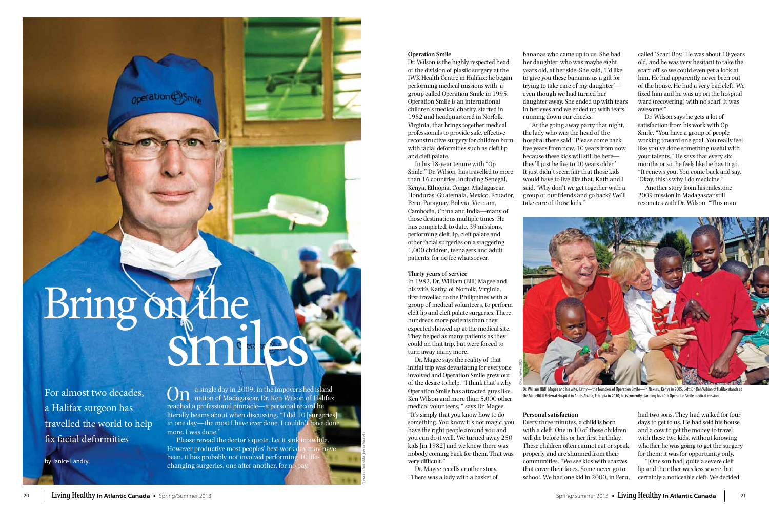# Bring on the smiles

For almost two decades, a Halifax surgeon has travelled the world to help fix facial deformities

by Janice Landry

On a single day in 2009, in the impoverished island nation of Madagascar, Dr. Ken Wilson of Halifax reached a professional pinnacle—a personal record he literally beams about when discussing. "I did 10 [surgeries] in one day—the most I have ever done. I couldn't have done more. I was done."

Please reread the doctor's quote. Let it sink in awhile. However productive most peoples' best work day may have been, it has probably not involved performing 10 life-changing surgeries, one after another, for no pay.

### Operation Smile

Dr. Wilson is the highly respected head of the division of plastic surgery at the IWK Health Centre in Halifax; he began performing medical missions with a group called Operation Smile in 1995. Operation Smile is an international children's medical charity, started in 1982 and headquartered in Norfolk, Virginia, that brings together medical professionals to provide safe, effective reconstructive surgery for children born with facial deformities such as cleft lip and cleft palate.

In his 18-year tenure with "Op Smile," Dr. Wilson has travelled to more than 16 countries, including Senegal, Kenya, Ethiopia, Congo, Madagascar, Honduras, Guatemala, Mexico, Ecuador, Peru, Paraguay, Bolivia, Vietnam, Cambodia, China and India—many of those destinations multiple times. He has completed, to date, 39 missions, performing cleft lip, cleft palate and other facial surgeries on a staggering 1,000 children, teenagers and adult patients, for no fee whatsoever.

### Thirty years of service

In 1982, Dr. William (Bill) Magee and his wife, Kathy, of Norfolk, Virginia, first travelled to the Philippines with a group of medical volunteers, to perform cleft lip and cleft palate surgeries. There, hundreds more patients than they expected showed up at the medical site. They helped as many patients as they could on that trip, but were forced to turn away many more.

Dr. Magee says the reality of that initial trip was devastating for everyone involved and Operation Smile grew out of the desire to help. "I think that's why Operation Smile has attracted guys like Ken Wilson and more than 5,000 other medical volunteers, " says Dr. Magee. "It's simply that you know how to do something. You know it's not magic, you have the right people around you and you can do it well. We turned away 250 kids [in 1982] and we knew there was nobody coming back for them. That was very difficult."

Dr. Magee recalls another story. "There was a lady with a basket of bananas who came up to us. She had her daughter, who was maybe eight years old, at her side. She said, 'I'd like to give you these bananas as a gift for trying to take care of my daughter'—even though we had turned her daughter away. She ended up with tears in her eyes and we ended up with tears running down our cheeks.

"At the going away party that night, the lady who was the head of the hospital there said, 'Please come back five years from now, 10 years from now, because these kids will still be here—they'll just be five to 10 years older.' It just didn't seem fair that those kids would have to live like that. Kath and I said, 'Why don't we get together with a group of our friends and go back? We'll take care of those kids.'"

Dr. William (Bill) Magee and his wife, Kathy—the founders of Operation Smile—in Nakuru, Kenya in 2005. Left: Dr. Ken Wilson of Halifax stands at the Menellik II Referral Hospital in Addis Ababa, Ethiopia in 2010; he is currently planning his 40th Operation Smile medical mission.

### Personal satisfaction

Every three minutes, a child is born with a cleft. One in 10 of these children will die before his or her first birthday. These children often cannot eat or speak properly and are shunned from their communities. "We see kids with scarves that cover their faces. Some never go to school. We had one kid in 2000, in Peru, called 'Scarf Boy.' He was about 10 years old, and he was very hesitant to take the scarf off so we could even get a look at him. He had apparently never been out of the house. He had a very bad cleft. We fixed him and he was up on the hospital ward (recovering) with no scarf. It was awesome!"

Dr. Wilson says he gets a lot of satisfaction from his work with Op Smile. "You have a group of people working toward one goal. You really feel like you've done something useful with your talents." He says that every six months or so, he feels like he has to go. "It renews you. You come back and say, 'Okay, this is why I do medicine."

Another story from his milestone 2009 mission in Madagascar still resonates with Dr. Wilson. "This man had two sons. They had walked for four days to get to us. He had sold his house and a cow to get the money to travel with these two kids, without knowing whether he was going to get the surgery for them; it was for opportunity only.

"[One son had] quite a severe cleft lip and the other was less severe, but certainly a noticeable cleft. We decided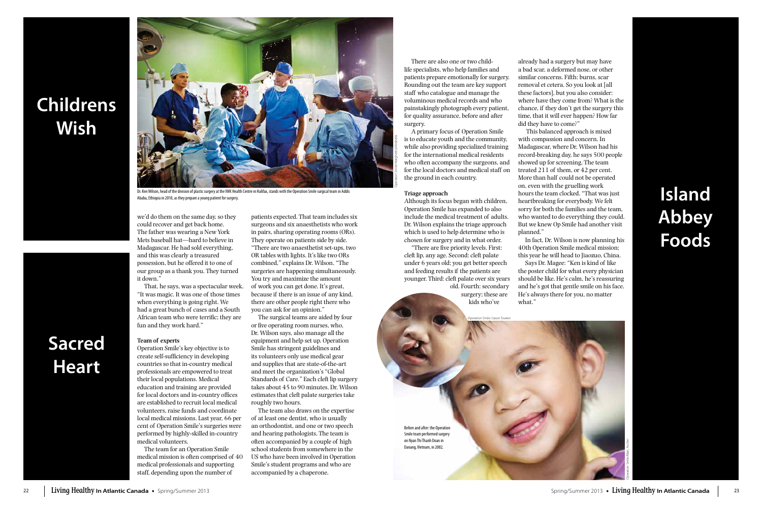Dr. Ken Wilson, head of the division of plastic surgery at the IWK Health Centre in Halifax, stands with the Operation Smile surgical team in Addis Ababa, Ethiopia in 2010, as they prepare a young patient for surgery.

we'd do them on the same day, so they could recover and get back home. The father was wearing a New York Mets baseball hat—hard to believe in Madagascar. He had sold everything, and this was clearly a treasured possession, but he offered it to one of our group as a thank you. They turned it down."

That, he says, was a spectacular week. "It was magic. It was one of those times when everything is going right. We had a great bunch of cases and a South African team who were terrific; they are fun and they work hard."

### Team of experts

Operation Smile's key objective is to create self-sufficiency in developing countries so that in-country medical professionals are empowered to treat their local populations. Medical education and training are provided for local doctors and in-country offices are established to recruit local medical volunteers, raise funds and coordinate local medical missions. Last year, 66 per cent of Operation Smile's surgeries were performed by highly-skilled in-country medical volunteers.

The team for an Operation Smile medical mission is often comprised of 40 medical professionals and supporting staff, depending upon the number of patients expected. That team includes six surgeons and six anaesthetists who work in pairs, sharing operating rooms (ORs). They operate on patients side by side. "There are two anaesthetist set-ups, two OR tables with lights. It's like two ORs combined," explains Dr. Wilson. "The surgeries are happening simultaneously. You try and maximize the amount of work you can get done. It's great, because if there is an issue of any kind, there are other people right there who you can ask for an opinion."

The surgical teams are aided by four or five operating room nurses, who, Dr. Wilson says, also manage all the equipment and help set up. Operation Smile has stringent guidelines and its volunteers only use medical gear and supplies that are state-of-the-art and meet the organization's "Global Standards of Care." Each cleft lip surgery takes about 45 to 90 minutes. Dr. Wilson estimates that cleft palate surgeries take roughly two hours.

The team also draws on the expertise of at least one dentist, who is usually an orthodontist, and one or two speech and hearing pathologists. The team is often accompanied by a couple of high school students from somewhere in the US who have been involved in Operation Smile's student programs and who are accompanied by a chaperone.

There are also one or two child-life specialists, who help families and patients prepare emotionally for surgery. Rounding out the team are key support staff who catalogue and manage the voluminous medical records and who painstakingly photograph every patient, for quality assurance, before and after surgery.

A primary focus of Operation Smile is to educate youth and the community, while also providing specialized training for the international medical residents who often accompany the surgeons, and for the local doctors and medical staff on the ground in each country.

### Triage approach

Although its focus began with children, Operation Smile has expanded to also include the medical treatment of adults. Dr. Wilson explains the triage approach which is used to help determine who is chosen for surgery and in what order.

"There are five priority levels. First: cleft lip, any age. Second: cleft palate under 6 years old; you get better speech and feeding results if the patients are younger. Third: cleft palate over six years old. Fourth: secondary surgery; these are kids who've already had a surgery but may have a bad scar, a deformed nose, or other similar concerns. Fifth: burns, scar removal et cetera. So you look at [all these factors], but you also consider: where have they come from? What is the chance, if they don't get the surgery this time, that it will ever happen? How far did they have to come?"

This balanced approach is mixed with compassion and concern. In Madagascar, where Dr. Wilson had his record-breaking day, he says 500 people showed up for screening. The team treated 211 of them, or 42 per cent. More than half could not be operated on, even with the gruelling work hours the team clocked. "That was just heartbreaking for everybody. We felt sorry for both the families and the team, who wanted to do everything they could. But we knew Op Smile had another visit planned."

In fact, Dr. Wilson is now planning his 40th Operation Smile medical mission; this year he will head to Jiaozuo, China.

Says Dr. Magee: "Ken is kind of like the poster child for what every physician should be like. He's calm, he's reassuring and he's got that gentle smile on his face. He's always there for you, no matter what."

Before and after: the Operation Smile team performed surgery on Nyan Thi Thanh Doan in Danang, Vietnam, in 2002.